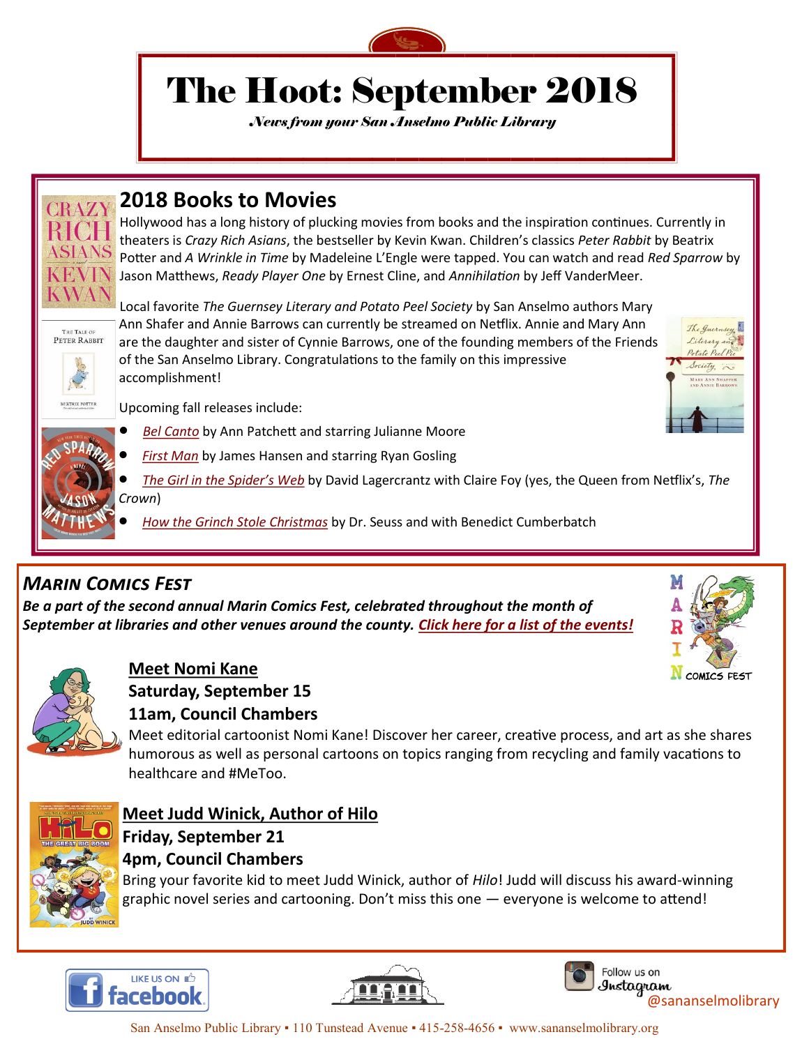# The Hoot: September 2018

*News from your San Anselmo Public Library*

## 2018 Books to Movies

Hollywood has a long history of plucking movies from books and the inspiration continues. Currently in theaters is *Crazy Rich Asians*, the bestseller by Kevin Kwan. Children's classics *Peter Rabbit* by Beatrix Potter and *A Wrinkle in Time* by Madeleine L'Engle were tapped. You can watch and read *Red Sparrow* by Jason Matthews, *Ready Player One* by Ernest Cline, and *Annihilation* by Jeff VanderMeer.

Local favorite *The Guernsey Literary and Potato Peel Society* by San Anselmo authors Mary Ann Shafer and Annie Barrows can currently be streamed on Netflix. Annie and Mary Ann are the daughter and sister of Cynnie Barrows, one of the founding members of the Friends of the San Anselmo Library. Congratulations to the family on this impressive accomplishment!

Upcoming fall releases include:

- *Bel Canto* by Ann Patchett and starring Julianne Moore
- *First Man* by James Hansen and starring Ryan Gosling
- *The Girl in the Spider's Web* by David Lagercrantz with Claire Foy (yes, the Queen from Netflix's, *The Crown*)
- *How the Grinch Stole Christmas* by Dr. Seuss and with Benedict Cumberbatch

## *Marin Comics Fest*

***Be a part of the second annual Marin Comics Fest, celebrated throughout the month of September at libraries and other venues around the county. Click here for a list of the events!***

### Meet Nomi Kane

**Saturday, September 15**

**11am, Council Chambers**

Meet editorial cartoonist Nomi Kane! Discover her career, creative process, and art as she shares humorous as well as personal cartoons on topics ranging from recycling and family vacations to healthcare and #MeToo.

### Meet Judd Winick, Author of Hilo

**Friday, September 21**

**4pm, Council Chambers**

Bring your favorite kid to meet Judd Winick, author of *Hilo*! Judd will discuss his award-winning graphic novel series and cartooning. Don't miss this one — everyone is welcome to attend!

LIKE US ON facebook

Follow us on Instagram @sananselmolibrary

San Anselmo Public Library ▪ 110 Tunstead Avenue ▪ 415-258-4656 ▪ www.sananselmolibrary.org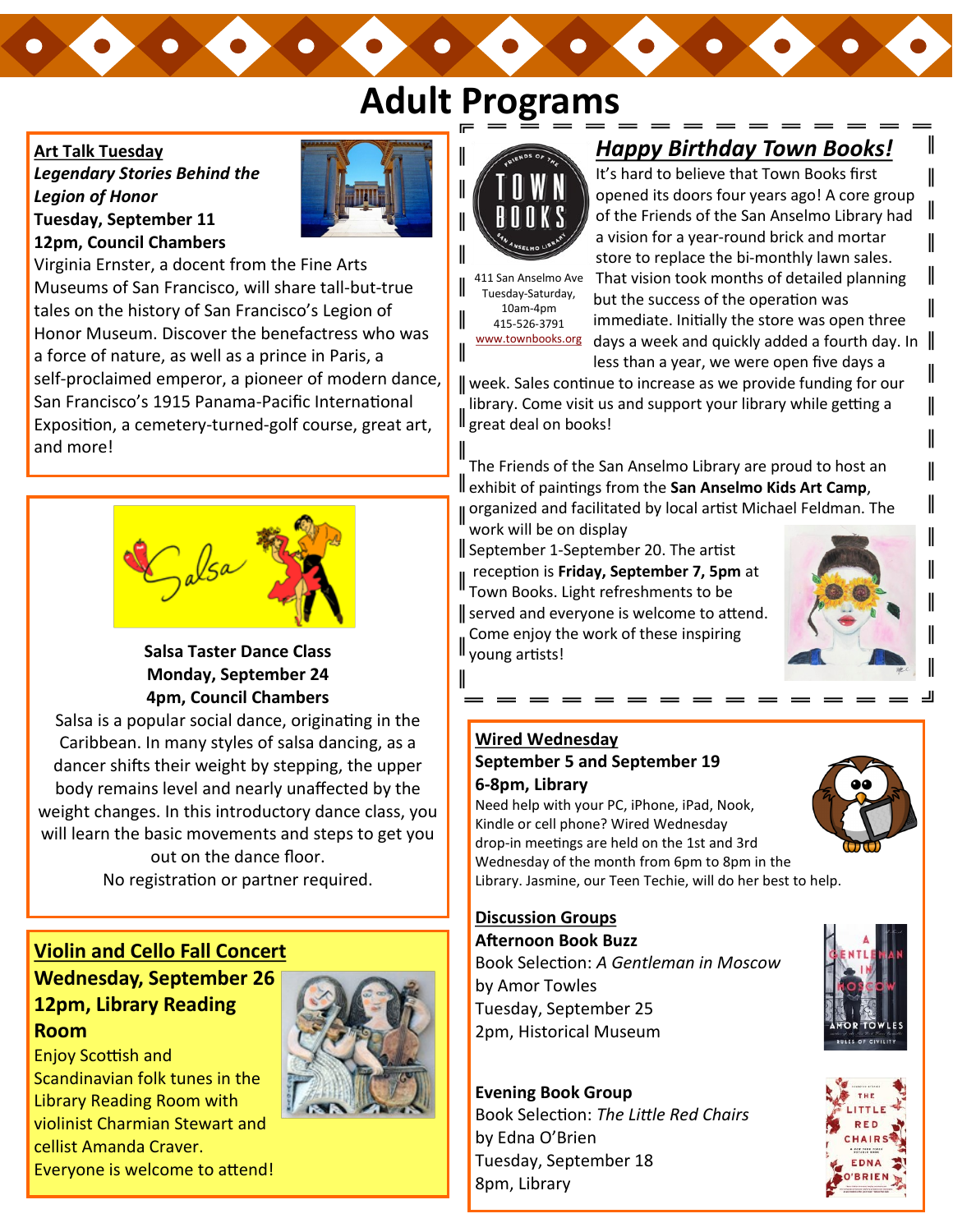# Adult Programs

## Art Talk Tuesday

***Legendary Stories Behind the Legion of Honor***

**Tuesday, September 11**

**12pm, Council Chambers**

Virginia Ernster, a docent from the Fine Arts Museums of San Francisco, will share tall-but-true tales on the history of San Francisco's Legion of Honor Museum. Discover the benefactress who was a force of nature, as well as a prince in Paris, a self-proclaimed emperor, a pioneer of modern dance, San Francisco's 1915 Panama-Pacific International Exposition, a cemetery-turned-golf course, great art, and more!

## Salsa Taster Dance Class

**Monday, September 24**

**4pm, Council Chambers**

Salsa is a popular social dance, originating in the Caribbean. In many styles of salsa dancing, as a dancer shifts their weight by stepping, the upper body remains level and nearly unaffected by the weight changes. In this introductory dance class, you will learn the basic movements and steps to get you out on the dance floor.

No registration or partner required.

## Violin and Cello Fall Concert

**Wednesday, September 26**

**12pm, Library Reading Room**

Enjoy Scottish and Scandinavian folk tunes in the Library Reading Room with violinist Charmian Stewart and cellist Amanda Craver.

Everyone is welcome to attend!

## *Happy Birthday Town Books!*

411 San Anselmo Ave
Tuesday-Saturday, 10am-4pm
415-526-3791
www.townbooks.org

It's hard to believe that Town Books first opened its doors four years ago! A core group of the Friends of the San Anselmo Library had a vision for a year-round brick and mortar store to replace the bi-monthly lawn sales. That vision took months of detailed planning but the success of the operation was immediate. Initially the store was open three days a week and quickly added a fourth day. In less than a year, we were open five days a week. Sales continue to increase as we provide funding for our library. Come visit us and support your library while getting a great deal on books!

The Friends of the San Anselmo Library are proud to host an exhibit of paintings from the **San Anselmo Kids Art Camp**, organized and facilitated by local artist Michael Feldman. The work will be on display September 1-September 20. The artist reception is **Friday, September 7, 5pm** at Town Books. Light refreshments to be served and everyone is welcome to attend. Come enjoy the work of these inspiring young artists!

## Wired Wednesday

**September 5 and September 19**

**6-8pm, Library**

Need help with your PC, iPhone, iPad, Nook, Kindle or cell phone? Wired Wednesday drop-in meetings are held on the 1st and 3rd Wednesday of the month from 6pm to 8pm in the Library. Jasmine, our Teen Techie, will do her best to help.

## Discussion Groups

**Afternoon Book Buzz**

Book Selection: *A Gentleman in Moscow* by Amor Towles

Tuesday, September 25

2pm, Historical Museum

**Evening Book Group**

Book Selection: *The Little Red Chairs* by Edna O'Brien

Tuesday, September 18

8pm, Library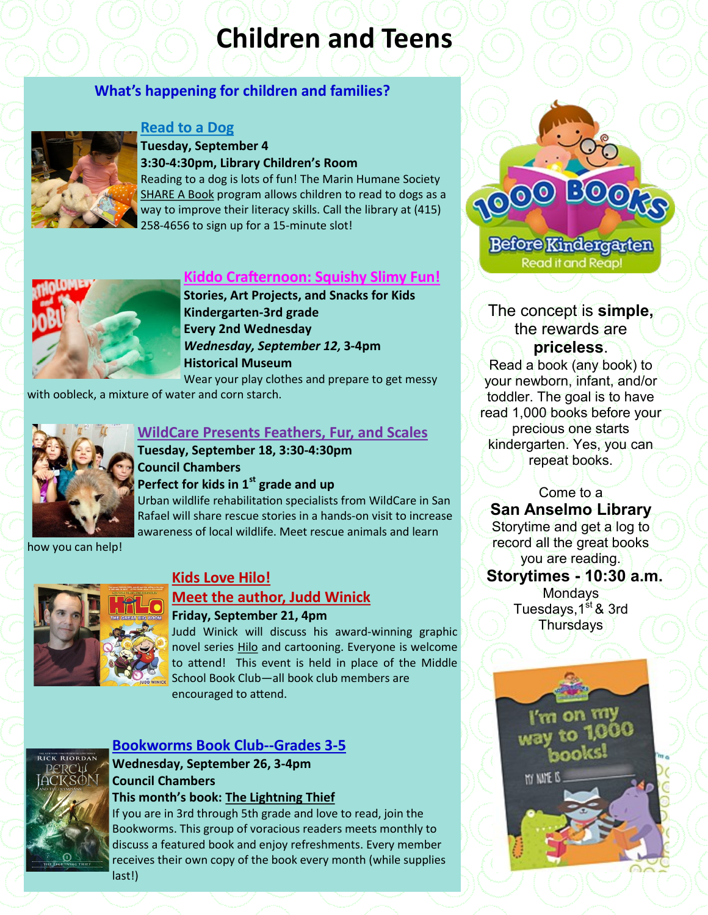# Children and Teens

## What's happening for children and families?

### Read to a Dog

**Tuesday, September 4**
**3:30-4:30pm, Library Children's Room**

Reading to a dog is lots of fun! The Marin Humane Society SHARE A Book program allows children to read to dogs as a way to improve their literacy skills. Call the library at (415) 258-4656 to sign up for a 15-minute slot!

### Kiddo Crafternoon: Squishy Slimy Fun!

**Stories, Art Projects, and Snacks for Kids**
**Kindergarten-3rd grade**
**Every 2nd Wednesday**
***Wednesday, September 12,* 3-4pm**
**Historical Museum**

Wear your play clothes and prepare to get messy with oobleck, a mixture of water and corn starch.

### WildCare Presents Feathers, Fur, and Scales

**Tuesday, September 18, 3:30-4:30pm**
**Council Chambers**
**Perfect for kids in 1st grade and up**

Urban wildlife rehabilitation specialists from WildCare in San Rafael will share rescue stories in a hands-on visit to increase awareness of local wildlife. Meet rescue animals and learn how you can help!

### Kids Love Hilo!
### Meet the author, Judd Winick

**Friday, September 21, 4pm**

Judd Winick will discuss his award-winning graphic novel series Hilo and cartooning. Everyone is welcome to attend! This event is held in place of the Middle School Book Club—all book club members are encouraged to attend.

### Bookworms Book Club--Grades 3-5

**Wednesday, September 26, 3-4pm**
**Council Chambers**
**This month's book: The Lightning Thief**

If you are in 3rd through 5th grade and love to read, join the Bookworms. This group of voracious readers meets monthly to discuss a featured book and enjoy refreshments. Every member receives their own copy of the book every month (while supplies last!)

---

1000 Books Before Kindergarten
Read it and Reap!

The concept is **simple,** the rewards are **priceless**.

Read a book (any book) to your newborn, infant, and/or toddler. The goal is to have read 1,000 books before your precious one starts kindergarten. Yes, you can repeat books.

Come to a **San Anselmo Library** Storytime and get a log to record all the great books you are reading.

**Storytimes - 10:30 a.m.**
Mondays
Tuesdays, 1st & 3rd
Thursdays

I'm on my way to 1,000 books!
MY NAME IS